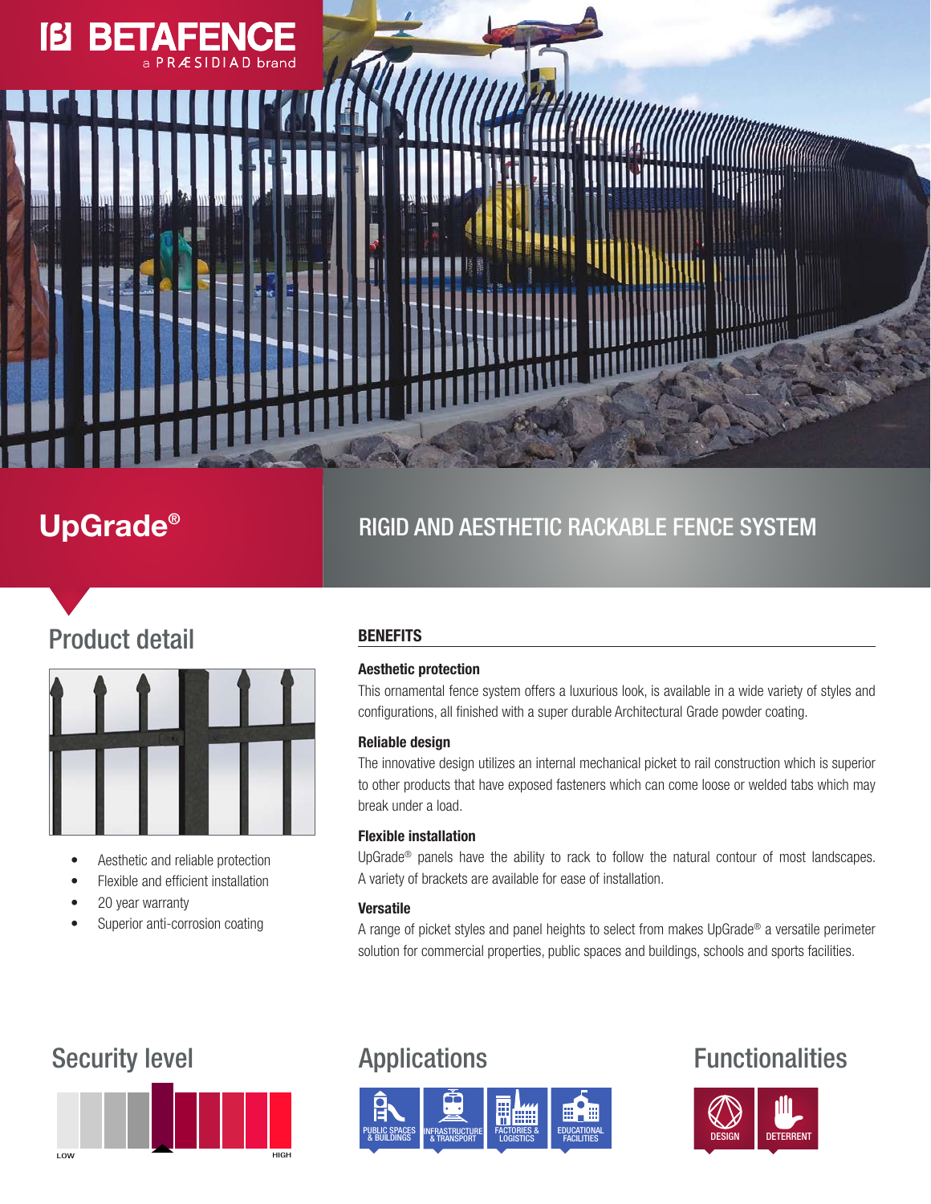BETAFENCE

a PRÆSIDIAD brand

# UpGrade®

## RIGID AND AESTHETIC RACKABLE FENCE SYSTEM

## Product detail

- Aesthetic and reliable protection
- Flexible and efficient installation
- 20 year warranty
- Superior anti-corrosion coating

## BENEFITS

### Aesthetic protection

This ornamental fence system offers a luxurious look, is available in a wide variety of styles and configurations, all finished with a super durable Architectural Grade powder coating.

### Reliable design

The innovative design utilizes an internal mechanical picket to rail construction which is superior to other products that have exposed fasteners which can come loose or welded tabs which may break under a load.

### Flexible installation

UpGrade® panels have the ability to rack to follow the natural contour of most landscapes. A variety of brackets are available for ease of installation.

### Versatile

A range of picket styles and panel heights to select from makes UpGrade® a versatile perimeter solution for commercial properties, public spaces and buildings, schools and sports facilities.

## Security level

LOW — HIGH

## Applications

- PUBLIC SPACES & BUILDINGS
- INFRASTRUCTURE & TRANSPORT
- FACTORIES & LOGISTICS
- EDUCATIONAL FACILITIES

## Functionalities

- DESIGN
- DETERRENT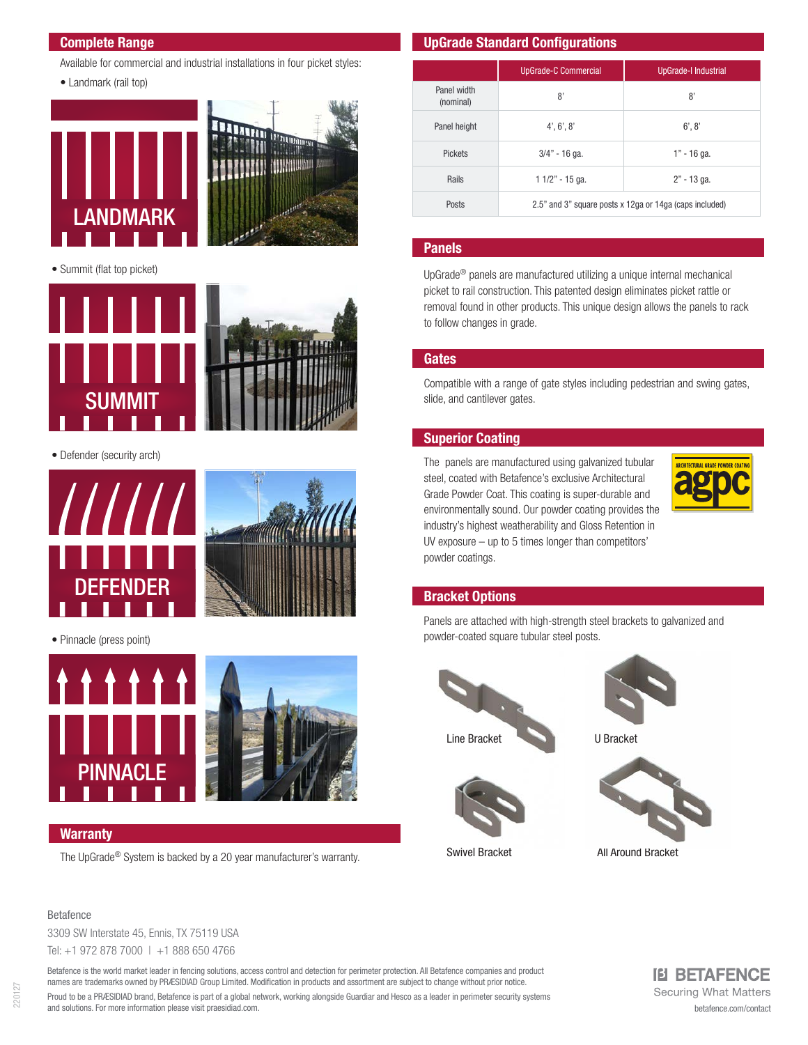## Complete Range

Available for commercial and industrial installations in four picket styles:

- Landmark (rail top)

LANDMARK

- Summit (flat top picket)

SUMMIT

- Defender (security arch)

DEFENDER

- Pinnacle (press point)

PINNACLE

## Warranty

The UpGrade® System is backed by a 20 year manufacturer's warranty.

## UpGrade Standard Configurations

| | UpGrade-C Commercial | UpGrade-I Industrial |
|---|---|---|
| Panel width (nominal) | 8' | 8' |
| Panel height | 4', 6', 8' | 6', 8' |
| Pickets | 3/4" - 16 ga. | 1" - 16 ga. |
| Rails | 1 1/2" - 15 ga. | 2" - 13 ga. |
| Posts | 2.5" and 3" square posts x 12ga or 14ga (caps included) | |

## Panels

UpGrade® panels are manufactured utilizing a unique internal mechanical picket to rail construction. This patented design eliminates picket rattle or removal found in other products. This unique design allows the panels to rack to follow changes in grade.

## Gates

Compatible with a range of gate styles including pedestrian and swing gates, slide, and cantilever gates.

## Superior Coating

The panels are manufactured using galvanized tubular steel, coated with Betafence's exclusive Architectural Grade Powder Coat. This coating is super-durable and environmentally sound. Our powder coating provides the industry's highest weatherability and Gloss Retention in UV exposure – up to 5 times longer than competitors' powder coatings.

ARCHITECTURAL GRADE POWDER COATING agpc

## Bracket Options

Panels are attached with high-strength steel brackets to galvanized and powder-coated square tubular steel posts.

Line Bracket

U Bracket

Swivel Bracket

All Around Bracket

Betafence
3309 SW Interstate 45, Ennis, TX 75119 USA
Tel: +1 972 878 7000 | +1 888 650 4766

Betafence is the world market leader in fencing solutions, access control and detection for perimeter protection. All Betafence companies and product names are trademarks owned by PRÆSIDIAD Group Limited. Modification in products and assortment are subject to change without prior notice.

Proud to be a PRÆSIDIAD brand, Betafence is part of a global network, working alongside Guardian and Hesco as a leader in perimeter security systems and solutions. For more information please visit praesidiad.com.

BETAFENCE
Securing What Matters
betafence.com/contact

220127